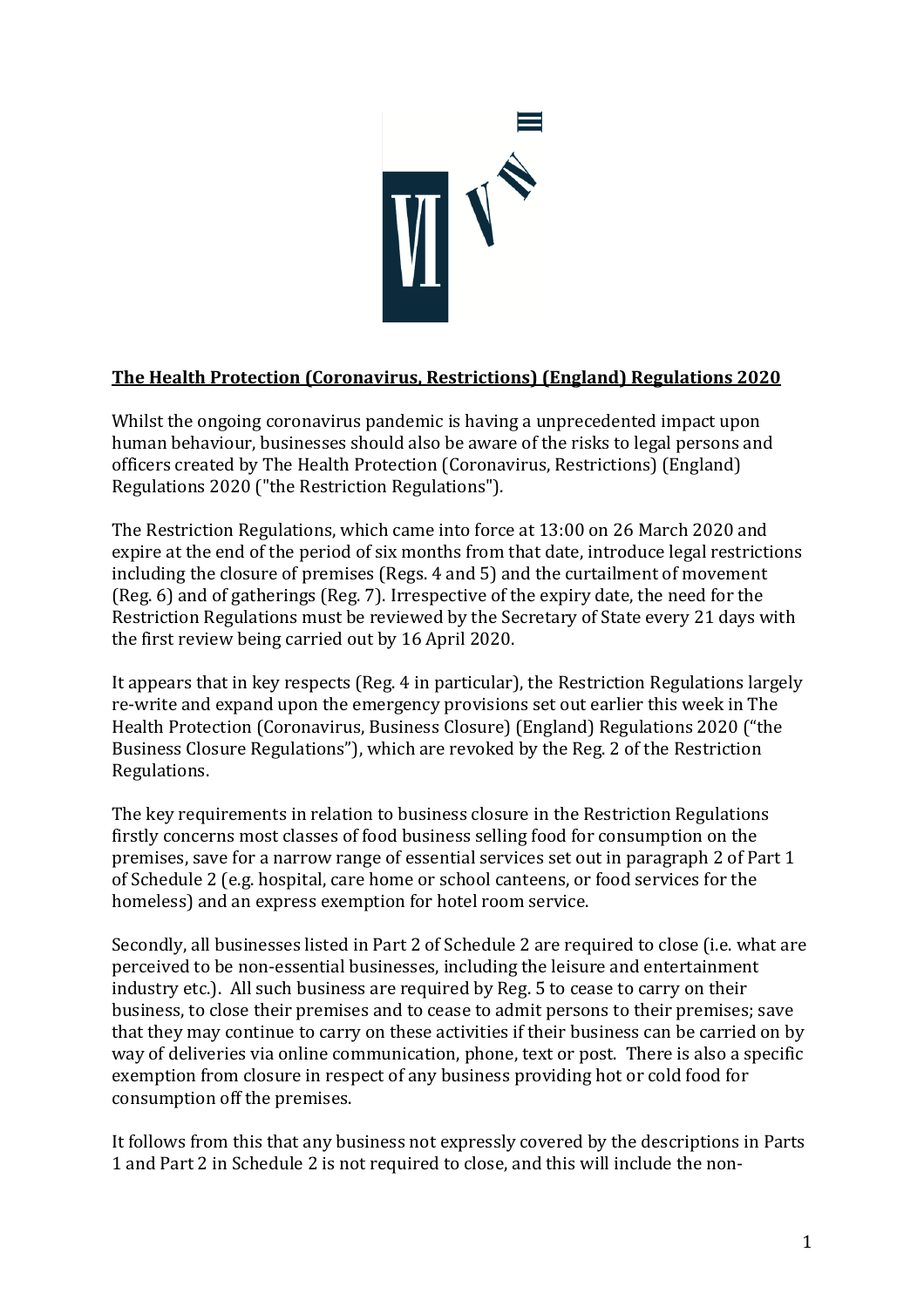**The Health Protection (Coronavirus, Restrictions) (England) Regulations 2020**

Whilst the ongoing coronavirus pandemic is having a unprecedented impact upon human behaviour, businesses should also be aware of the risks to legal persons and officers created by The Health Protection (Coronavirus, Restrictions) (England) Regulations 2020 ("the Restriction Regulations").

The Restriction Regulations, which came into force at 13:00 on 26 March 2020 and expire at the end of the period of six months from that date, introduce legal restrictions including the closure of premises (Regs. 4 and 5) and the curtailment of movement (Reg. 6) and of gatherings (Reg. 7). Irrespective of the expiry date, the need for the Restriction Regulations must be reviewed by the Secretary of State every 21 days with the first review being carried out by 16 April 2020.

It appears that in key respects (Reg. 4 in particular), the Restriction Regulations largely re-write and expand upon the emergency provisions set out earlier this week in The Health Protection (Coronavirus, Business Closure) (England) Regulations 2020 ("the Business Closure Regulations"), which are revoked by the Reg. 2 of the Restriction Regulations.

The key requirements in relation to business closure in the Restriction Regulations firstly concerns most classes of food business selling food for consumption on the premises, save for a narrow range of essential services set out in paragraph 2 of Part 1 of Schedule 2 (e.g. hospital, care home or school canteens, or food services for the homeless) and an express exemption for hotel room service.

Secondly, all businesses listed in Part 2 of Schedule 2 are required to close (i.e. what are perceived to be non-essential businesses, including the leisure and entertainment industry etc.). All such business are required by Reg. 5 to cease to carry on their business, to close their premises and to cease to admit persons to their premises; save that they may continue to carry on these activities if their business can be carried on by way of deliveries via online communication, phone, text or post. There is also a specific exemption from closure in respect of any business providing hot or cold food for consumption off the premises.

It follows from this that any business not expressly covered by the descriptions in Parts 1 and Part 2 in Schedule 2 is not required to close, and this will include the non-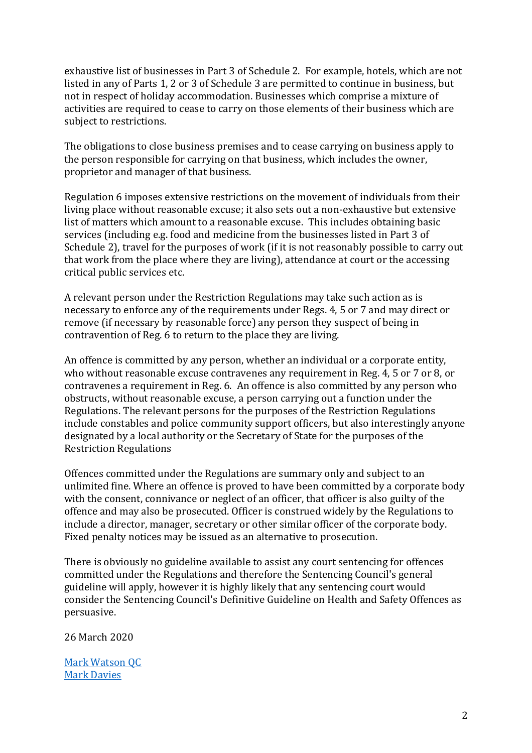exhaustive list of businesses in Part 3 of Schedule 2. For example, hotels, which are not listed in any of Parts 1, 2 or 3 of Schedule 3 are permitted to continue in business, but not in respect of holiday accommodation. Businesses which comprise a mixture of activities are required to cease to carry on those elements of their business which are subject to restrictions.

The obligations to close business premises and to cease carrying on business apply to the person responsible for carrying on that business, which includes the owner, proprietor and manager of that business.

Regulation 6 imposes extensive restrictions on the movement of individuals from their living place without reasonable excuse; it also sets out a non-exhaustive but extensive list of matters which amount to a reasonable excuse. This includes obtaining basic services (including e.g. food and medicine from the businesses listed in Part 3 of Schedule 2), travel for the purposes of work (if it is not reasonably possible to carry out that work from the place where they are living), attendance at court or the accessing critical public services etc.

A relevant person under the Restriction Regulations may take such action as is necessary to enforce any of the requirements under Regs. 4, 5 or 7 and may direct or remove (if necessary by reasonable force) any person they suspect of being in contravention of Reg. 6 to return to the place they are living.

An offence is committed by any person, whether an individual or a corporate entity, who without reasonable excuse contravenes any requirement in Reg. 4, 5 or 7 or 8, or contravenes a requirement in Reg. 6. An offence is also committed by any person who obstructs, without reasonable excuse, a person carrying out a function under the Regulations. The relevant persons for the purposes of the Restriction Regulations include constables and police community support officers, but also interestingly anyone designated by a local authority or the Secretary of State for the purposes of the Restriction Regulations

Offences committed under the Regulations are summary only and subject to an unlimited fine. Where an offence is proved to have been committed by a corporate body with the consent, connivance or neglect of an officer, that officer is also guilty of the offence and may also be prosecuted. Officer is construed widely by the Regulations to include a director, manager, secretary or other similar officer of the corporate body. Fixed penalty notices may be issued as an alternative to prosecution.

There is obviously no guideline available to assist any court sentencing for offences committed under the Regulations and therefore the Sentencing Council's general guideline will apply, however it is highly likely that any sentencing court would consider the Sentencing Council's Definitive Guideline on Health and Safety Offences as persuasive.

26 March 2020

Mark Watson QC
Mark Davies